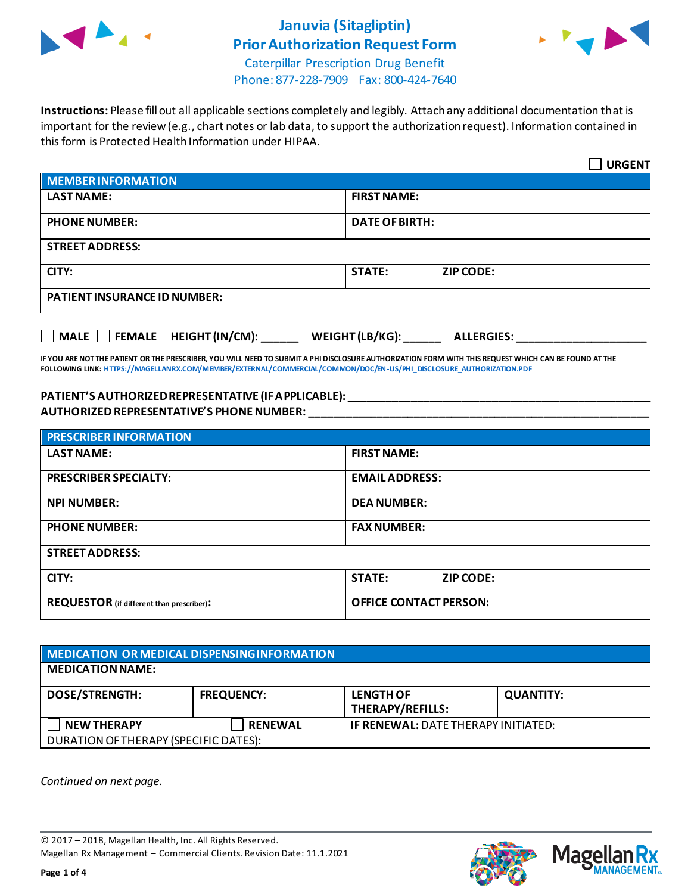# Januvia (Sitagliptin) Prior Authorization Request Form

Caterpillar Prescription Drug Benefit
Phone: 877-228-7909 Fax: 800-424-7640

**Instructions:** Please fill out all applicable sections completely and legibly. Attach any additional documentation that is important for the review (e.g., chart notes or lab data, to support the authorization request). Information contained in this form is Protected Health Information under HIPAA.

☐ **URGENT**

| **MEMBER INFORMATION** | |
|---|---|
| **LAST NAME:** | **FIRST NAME:** |
| **PHONE NUMBER:** | **DATE OF BIRTH:** |
| **STREET ADDRESS:** | |
| **CITY:** | **STATE:** **ZIP CODE:** |
| **PATIENT INSURANCE ID NUMBER:** | |

☐ **MALE** ☐ **FEMALE** **HEIGHT (IN/CM):** ______ **WEIGHT (LB/KG):** ______ **ALLERGIES:** ____________________

**IF YOU ARE NOT THE PATIENT OR THE PRESCRIBER, YOU WILL NEED TO SUBMIT A PHI DISCLOSURE AUTHORIZATION FORM WITH THIS REQUEST WHICH CAN BE FOUND AT THE FOLLOWING LINK: HTTPS://MAGELLANRX.COM/MEMBER/EXTERNAL/COMMERCIAL/COMMON/DOC/EN-US/PHI_DISCLOSURE_AUTHORIZATION.PDF**

**PATIENT'S AUTHORIZED REPRESENTATIVE (IF APPLICABLE):** ____________________
**AUTHORIZED REPRESENTATIVE'S PHONE NUMBER:** ____________________

| **PRESCRIBER INFORMATION** | |
|---|---|
| **LAST NAME:** | **FIRST NAME:** |
| **PRESCRIBER SPECIALTY:** | **EMAIL ADDRESS:** |
| **NPI NUMBER:** | **DEA NUMBER:** |
| **PHONE NUMBER:** | **FAX NUMBER:** |
| **STREET ADDRESS:** | |
| **CITY:** | **STATE:** **ZIP CODE:** |
| **REQUESTOR** (if different than prescriber)**:** | **OFFICE CONTACT PERSON:** |

| **MEDICATION OR MEDICAL DISPENSING INFORMATION** | | | |
|---|---|---|---|
| **MEDICATION NAME:** | | | |
| **DOSE/STRENGTH:** | **FREQUENCY:** | **LENGTH OF THERAPY/REFILLS:** | **QUANTITY:** |
| ☐ **NEW THERAPY** | ☐ **RENEWAL** | **IF RENEWAL:** DATE THERAPY INITIATED: | |
| DURATION OF THERAPY (SPECIFIC DATES): | | | |

*Continued on next page.*

© 2017 – 2018, Magellan Health, Inc. All Rights Reserved.
Magellan Rx Management – Commercial Clients. Revision Date: 11.1.2021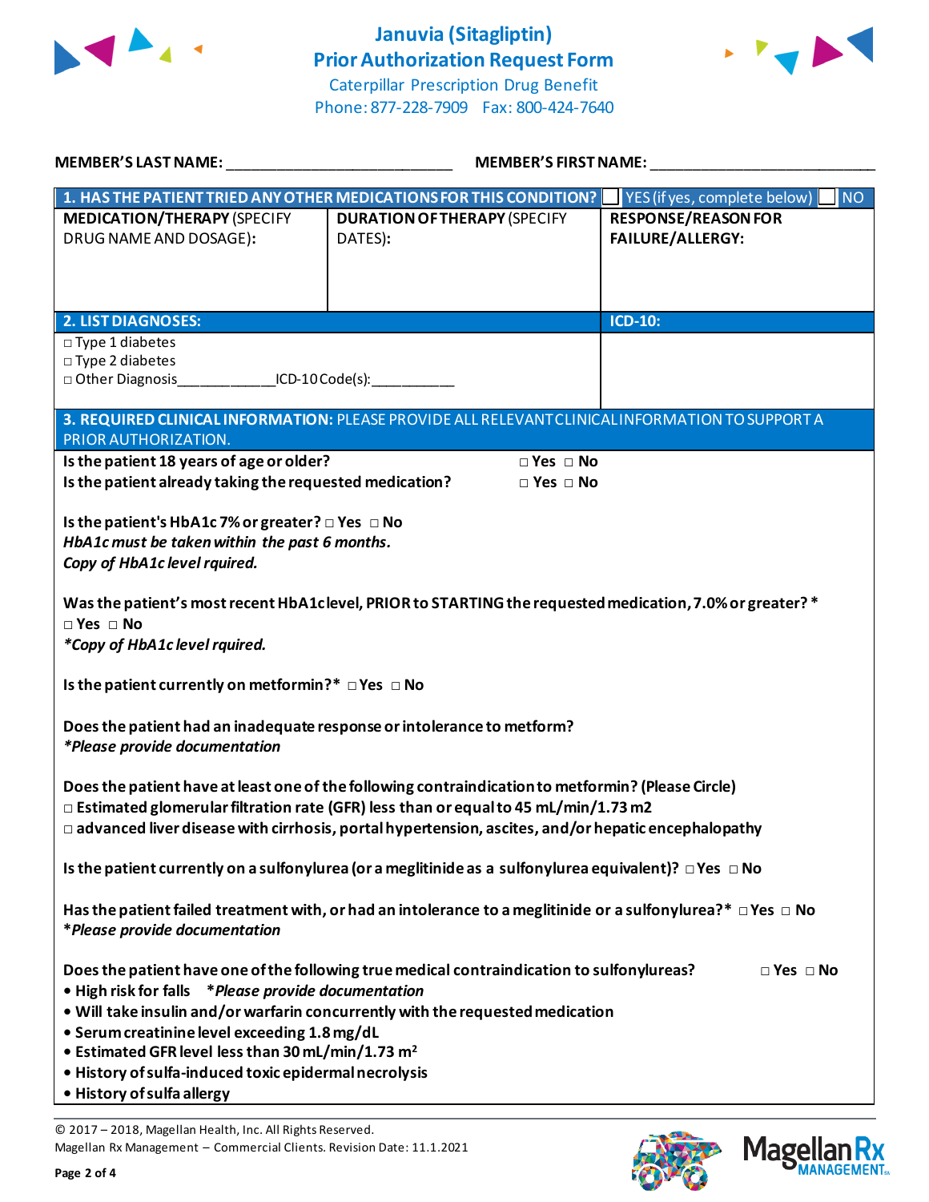# Januvia (Sitagliptin)
## Prior Authorization Request Form

Caterpillar Prescription Drug Benefit
Phone: 877-228-7909 Fax: 800-424-7640

**MEMBER'S LAST NAME:** ___________________________ **MEMBER'S FIRST NAME:** ___________________________

| **1. HAS THE PATIENT TRIED ANY OTHER MEDICATIONS FOR THIS CONDITION?** | | ☐ YES (if yes, complete below) ☐ NO |
|---|---|---|
| **MEDICATION/THERAPY** (SPECIFY DRUG NAME AND DOSAGE): | **DURATION OF THERAPY** (SPECIFY DATES): | **RESPONSE/REASON FOR FAILURE/ALLERGY:** |
| | | |

| **2. LIST DIAGNOSES:** | **ICD-10:** |
|---|---|
| □ Type 1 diabetes<br>□ Type 2 diabetes<br>□ Other Diagnosis____________ICD-10 Code(s):__________ | |

**3. REQUIRED CLINICAL INFORMATION:** PLEASE PROVIDE ALL RELEVANT CLINICAL INFORMATION TO SUPPORT A PRIOR AUTHORIZATION.

**Is the patient 18 years of age or older?** □ Yes □ No
**Is the patient already taking the requested medication?** □ Yes □ No

**Is the patient's HbA1c 7% or greater?** □ Yes □ No
***HbA1c must be taken within the past 6 months.***
***Copy of HbA1c level rquired.***

**Was the patient's most recent HbA1c level, PRIOR to STARTING the requested medication, 7.0% or greater?** *
□ Yes □ No
****Copy of HbA1c level rquired.***

**Is the patient currently on metformin?*** □ Yes □ No

**Does the patient had an inadequate response or intolerance to metform?**
****Please provide documentation***

**Does the patient have at least one of the following contraindication to metformin? (Please Circle)**
□ Estimated glomerular filtration rate (GFR) less than or equal to 45 mL/min/1.73 m2
□ advanced liver disease with cirrhosis, portal hypertension, ascites, and/or hepatic encephalopathy

**Is the patient currently on a sulfonylurea (or a meglitinide as a sulfonylurea equivalent)?** □ Yes □ No

**Has the patient failed treatment with, or had an intolerance to a meglitinide or a sulfonylurea?*** □ Yes □ No
****Please provide documentation***

**Does the patient have one of the following true medical contraindication to sulfonylureas?** □ Yes □ No
- **High risk for falls** ****Please provide documentation***
- **Will take insulin and/or warfarin concurrently with the requested medication**
- **Serum creatinine level exceeding 1.8 mg/dL**
- **Estimated GFR level less than 30 mL/min/1.73 $m^2$**
- **History of sulfa-induced toxic epidermal necrolysis**
- **History of sulfa allergy**

© 2017 – 2018, Magellan Health, Inc. All Rights Reserved.
Magellan Rx Management – Commercial Clients. Revision Date: 11.1.2021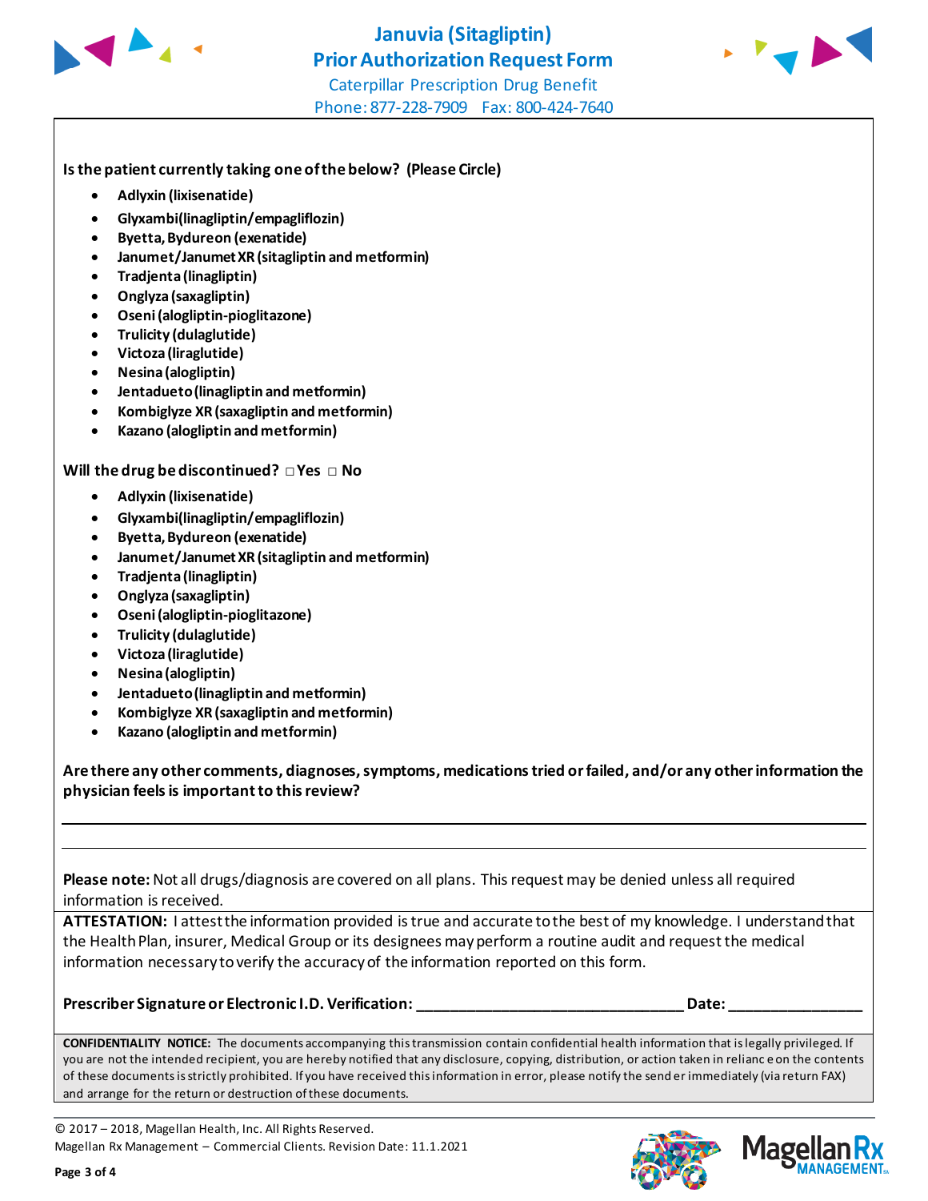# Januvia (Sitagliptin)
## Prior Authorization Request Form

Caterpillar Prescription Drug Benefit

Phone: 877-228-7909 Fax: 800-424-7640

**Is the patient currently taking one of the below? (Please Circle)**

- **Adlyxin (lixisenatide)**
- **Glyxambi(linagliptin/empagliflozin)**
- **Byetta, Bydureon (exenatide)**
- **Janumet/Janumet XR (sitagliptin and metformin)**
- **Tradjenta (linagliptin)**
- **Onglyza (saxagliptin)**
- **Oseni (alogliptin-pioglitazone)**
- **Trulicity (dulaglutide)**
- **Victoza (liraglutide)**
- **Nesina (alogliptin)**
- **Jentadueto (linagliptin and metformin)**
- **Kombiglyze XR (saxagliptin and metformin)**
- **Kazano (alogliptin and metformin)**

**Will the drug be discontinued?** □ **Yes** □ **No**

- **Adlyxin (lixisenatide)**
- **Glyxambi(linagliptin/empagliflozin)**
- **Byetta, Bydureon (exenatide)**
- **Janumet/Janumet XR (sitagliptin and metformin)**
- **Tradjenta (linagliptin)**
- **Onglyza (saxagliptin)**
- **Oseni (alogliptin-pioglitazone)**
- **Trulicity (dulaglutide)**
- **Victoza (liraglutide)**
- **Nesina (alogliptin)**
- **Jentadueto (linagliptin and metformin)**
- **Kombiglyze XR (saxagliptin and metformin)**
- **Kazano (alogliptin and metformin)**

**Are there any other comments, diagnoses, symptoms, medications tried or failed, and/or any other information the physician feels is important to this review?**

_______________________________________________

_______________________________________________

**Please note:** Not all drugs/diagnosis are covered on all plans. This request may be denied unless all required information is received.

**ATTESTATION:** I attest the information provided is true and accurate to the best of my knowledge. I understand that the Health Plan, insurer, Medical Group or its designees may perform a routine audit and request the medical information necessary to verify the accuracy of the information reported on this form.

**Prescriber Signature or Electronic I.D. Verification: _________________________________ Date: ________________**

**CONFIDENTIALITY NOTICE:** The documents accompanying this transmission contain confidential health information that is legally privileged. If you are not the intended recipient, you are hereby notified that any disclosure, copying, distribution, or action taken in reliance on the contents of these documents is strictly prohibited. If you have received this information in error, please notify the sender immediately (via return FAX) and arrange for the return or destruction of these documents.

© 2017 – 2018, Magellan Health, Inc. All Rights Reserved.
Magellan Rx Management – Commercial Clients. Revision Date: 11.1.2021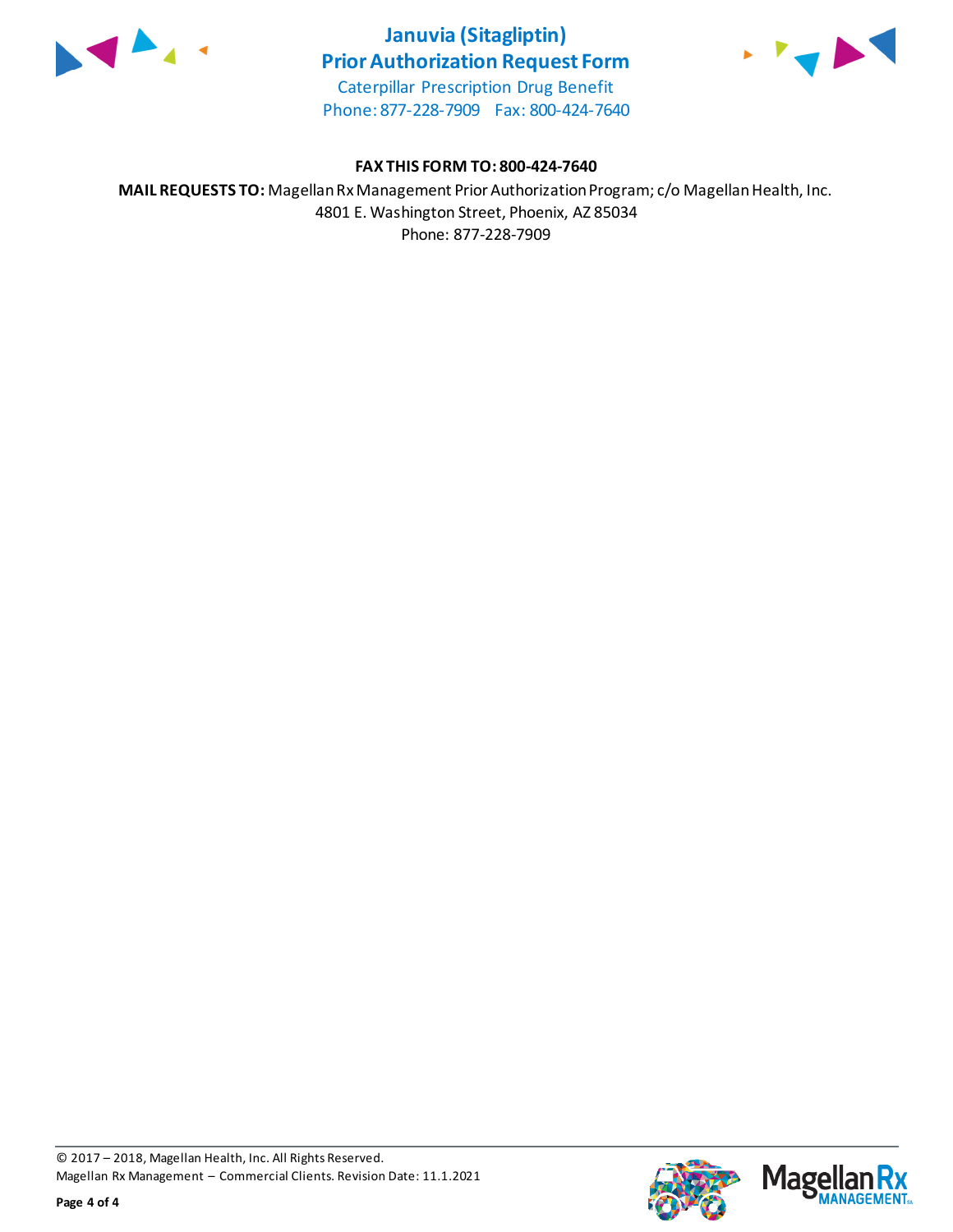**FAX THIS FORM TO: 800-424-7640**

**MAIL REQUESTS TO:** Magellan Rx Management Prior Authorization Program; c/o Magellan Health, Inc.
4801 E. Washington Street, Phoenix, AZ 85034
Phone: 877-228-7909